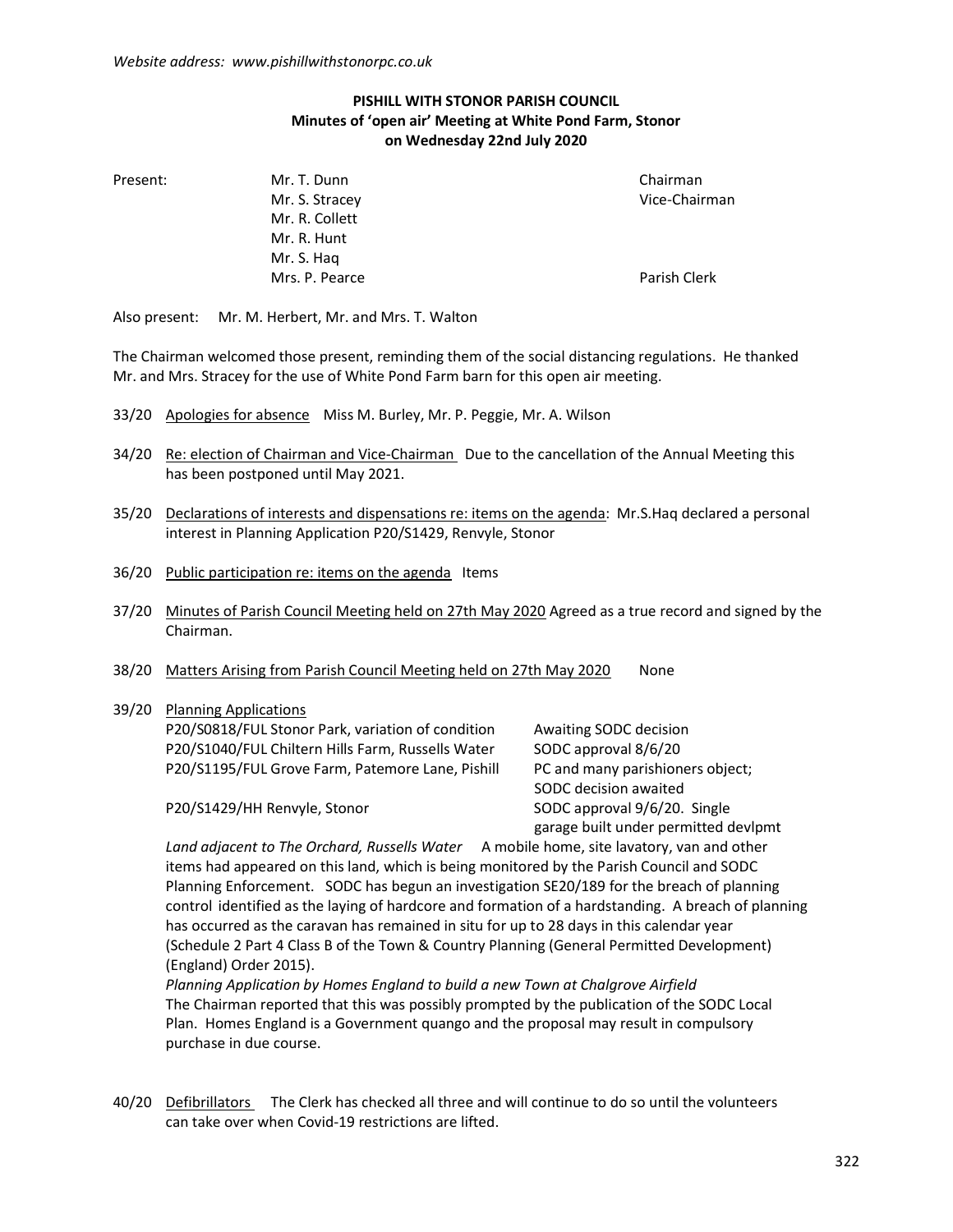*Website address: www.pishillwithstonorpc.co.uk*

**PISHILL WITH STONOR PARISH COUNCIL**
**Minutes of 'open air' Meeting at White Pond Farm, Stonor**
**on Wednesday 22nd July 2020**

| Present: | | |
|---|---|---|
| | Mr. T. Dunn | Chairman |
| | Mr. S. Stracey | Vice-Chairman |
| | Mr. R. Collett | |
| | Mr. R. Hunt | |
| | Mr. S. Haq | |
| | Mrs. P. Pearce | Parish Clerk |

Also present: Mr. M. Herbert, Mr. and Mrs. T. Walton

The Chairman welcomed those present, reminding them of the social distancing regulations. He thanked Mr. and Mrs. Stracey for the use of White Pond Farm barn for this open air meeting.

33/20 Apologies for absence Miss M. Burley, Mr. P. Peggie, Mr. A. Wilson

34/20 Re: election of Chairman and Vice-Chairman Due to the cancellation of the Annual Meeting this has been postponed until May 2021.

35/20 Declarations of interests and dispensations re: items on the agenda: Mr.S.Haq declared a personal interest in Planning Application P20/S1429, Renvyle, Stonor

36/20 Public participation re: items on the agenda Items

37/20 Minutes of Parish Council Meeting held on 27th May 2020 Agreed as a true record and signed by the Chairman.

38/20 Matters Arising from Parish Council Meeting held on 27th May 2020 None

39/20 Planning Applications

| | |
|---|---|
| P20/S0818/FUL Stonor Park, variation of condition | Awaiting SODC decision |
| P20/S1040/FUL Chiltern Hills Farm, Russells Water | SODC approval 8/6/20 |
| P20/S1195/FUL Grove Farm, Patemore Lane, Pishill | PC and many parishioners object; SODC decision awaited |
| P20/S1429/HH Renvyle, Stonor | SODC approval 9/6/20. Single garage built under permitted devlpmt |

*Land adjacent to The Orchard, Russells Water* A mobile home, site lavatory, van and other items had appeared on this land, which is being monitored by the Parish Council and SODC Planning Enforcement. SODC has begun an investigation SE20/189 for the breach of planning control identified as the laying of hardcore and formation of a hardstanding. A breach of planning has occurred as the caravan has remained in situ for up to 28 days in this calendar year (Schedule 2 Part 4 Class B of the Town & Country Planning (General Permitted Development) (England) Order 2015).

*Planning Application by Homes England to build a new Town at Chalgrove Airfield*
The Chairman reported that this was possibly prompted by the publication of the SODC Local Plan. Homes England is a Government quango and the proposal may result in compulsory purchase in due course.

40/20 Defibrillators The Clerk has checked all three and will continue to do so until the volunteers can take over when Covid-19 restrictions are lifted.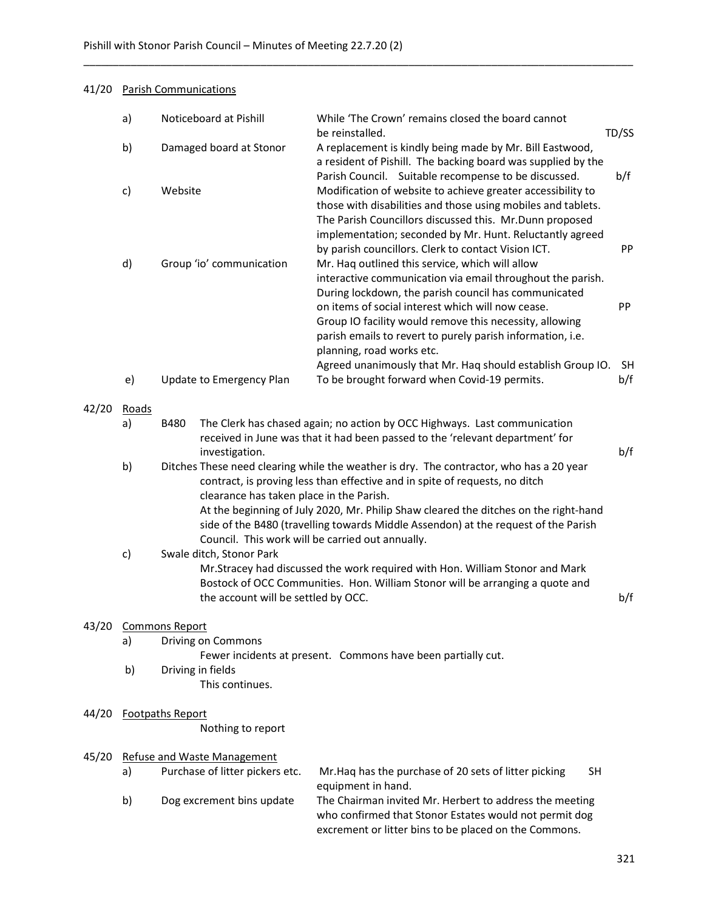## 41/20 Parish Communications

| | Item | Details | Action |
|---|---|---|---|
| a) | Noticeboard at Pishill | While 'The Crown' remains closed the board cannot be reinstalled. | TD/SS |
| b) | Damaged board at Stonor | A replacement is kindly being made by Mr. Bill Eastwood, a resident of Pishill. The backing board was supplied by the Parish Council. Suitable recompense to be discussed. | b/f |
| c) | Website | Modification of website to achieve greater accessibility to those with disabilities and those using mobiles and tablets. The Parish Councillors discussed this. Mr.Dunn proposed implementation; seconded by Mr. Hunt. Reluctantly agreed by parish councillors. Clerk to contact Vision ICT. | PP |
| d) | Group 'io' communication | Mr. Haq outlined this service, which will allow interactive communication via email throughout the parish. During lockdown, the parish council has communicated on items of social interest which will now cease. | PP |
| | | Group IO facility would remove this necessity, allowing parish emails to revert to purely parish information, i.e. planning, road works etc. Agreed unanimously that Mr. Haq should establish Group IO. | SH |
| e) | Update to Emergency Plan | To be brought forward when Covid-19 permits. | b/f |

## 42/20 Roads

a) B480 The Clerk has chased again; no action by OCC Highways. Last communication received in June was that it had been passed to the 'relevant department' for investigation. **b/f**

b) Ditches These need clearing while the weather is dry. The contractor, who has a 20 year contract, is proving less than effective and in spite of requests, no ditch clearance has taken place in the Parish.

At the beginning of July 2020, Mr. Philip Shaw cleared the ditches on the right-hand side of the B480 (travelling towards Middle Assendon) at the request of the Parish Council. This work will be carried out annually.

c) Swale ditch, Stonor Park

Mr.Stracey had discussed the work required with Hon. William Stonor and Mark Bostock of OCC Communities. Hon. William Stonor will be arranging a quote and the account will be settled by OCC. **b/f**

## 43/20 Commons Report

a) Driving on Commons

Fewer incidents at present. Commons have been partially cut.

b) Driving in fields

This continues.

## 44/20 Footpaths Report

Nothing to report

## 45/20 Refuse and Waste Management

| | Item | Details | Action |
|---|---|---|---|
| a) | Purchase of litter pickers etc. | Mr.Haq has the purchase of 20 sets of litter picking equipment in hand. | SH |
| b) | Dog excrement bins update | The Chairman invited Mr. Herbert to address the meeting who confirmed that Stonor Estates would not permit dog excrement or litter bins to be placed on the Commons. | |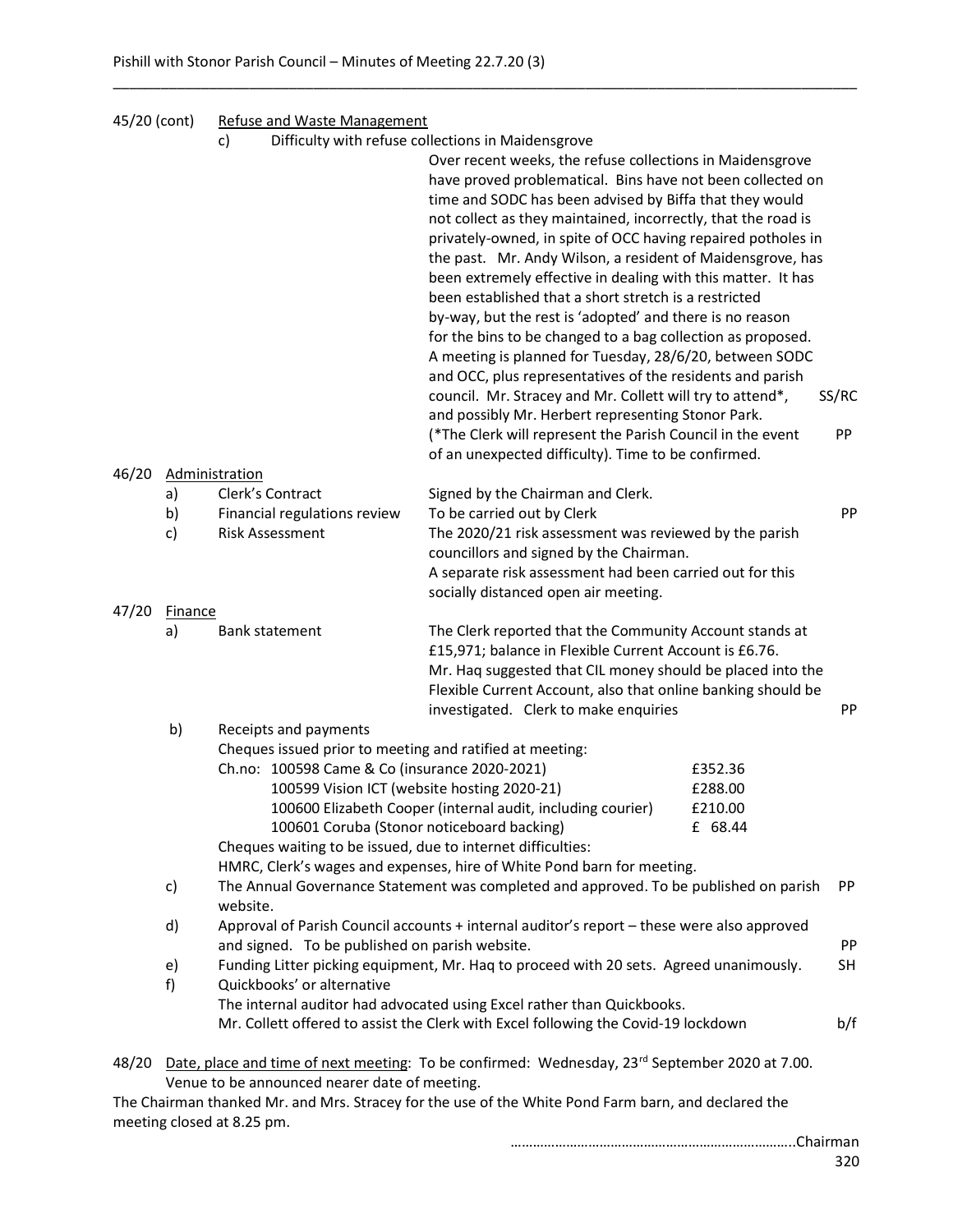45/20 (cont) Refuse and Waste Management

c) Difficulty with refuse collections in Maidensgrove

Over recent weeks, the refuse collections in Maidensgrove have proved problematical. Bins have not been collected on time and SODC has been advised by Biffa that they would not collect as they maintained, incorrectly, that the road is privately-owned, in spite of OCC having repaired potholes in the past. Mr. Andy Wilson, a resident of Maidensgrove, has been extremely effective in dealing with this matter. It has been established that a short stretch is a restricted by-way, but the rest is 'adopted' and there is no reason for the bins to be changed to a bag collection as proposed. A meeting is planned for Tuesday, 28/6/20, between SODC and OCC, plus representatives of the residents and parish council. Mr. Stracey and Mr. Collett will try to attend*, and possibly Mr. Herbert representing Stonor Park. **SS/RC**

(*The Clerk will represent the Parish Council in the event of an unexpected difficulty). Time to be confirmed. **PP**

46/20 Administration

| | | | |
|---|---|---|---|
| a) | Clerk's Contract | Signed by the Chairman and Clerk. | |
| b) | Financial regulations review | To be carried out by Clerk | PP |
| c) | Risk Assessment | The 2020/21 risk assessment was reviewed by the parish councillors and signed by the Chairman. A separate risk assessment had been carried out for this socially distanced open air meeting. | |

47/20 Finance

a) Bank statement — The Clerk reported that the Community Account stands at £15,971; balance in Flexible Current Account is £6.76. Mr. Haq suggested that CIL money should be placed into the Flexible Current Account, also that online banking should be investigated. Clerk to make enquiries **PP**

b) Receipts and payments

Cheques issued prior to meeting and ratified at meeting:

| | |
|---|---|
| Ch.no: 100598 Came & Co (insurance 2020-2021) | £352.36 |
| 100599 Vision ICT (website hosting 2020-21) | £288.00 |
| 100600 Elizabeth Cooper (internal audit, including courier) | £210.00 |
| 100601 Coruba (Stonor noticeboard backing) | £ 68.44 |

Cheques waiting to be issued, due to internet difficulties:
HMRC, Clerk's wages and expenses, hire of White Pond barn for meeting.

c) The Annual Governance Statement was completed and approved. To be published on parish website. **PP**

d) Approval of Parish Council accounts + internal auditor's report – these were also approved and signed. To be published on parish website. **PP**

e) Funding Litter picking equipment, Mr. Haq to proceed with 20 sets. Agreed unanimously. **SH**

f) Quickbooks' or alternative
The internal auditor had advocated using Excel rather than Quickbooks.
Mr. Collett offered to assist the Clerk with Excel following the Covid-19 lockdown **b/f**

48/20 Date, place and time of next meeting: To be confirmed: Wednesday, 23rd September 2020 at 7.00. Venue to be announced nearer date of meeting.

The Chairman thanked Mr. and Mrs. Stracey for the use of the White Pond Farm barn, and declared the meeting closed at 8.25 pm.

…………………………………………………………………..Chairman